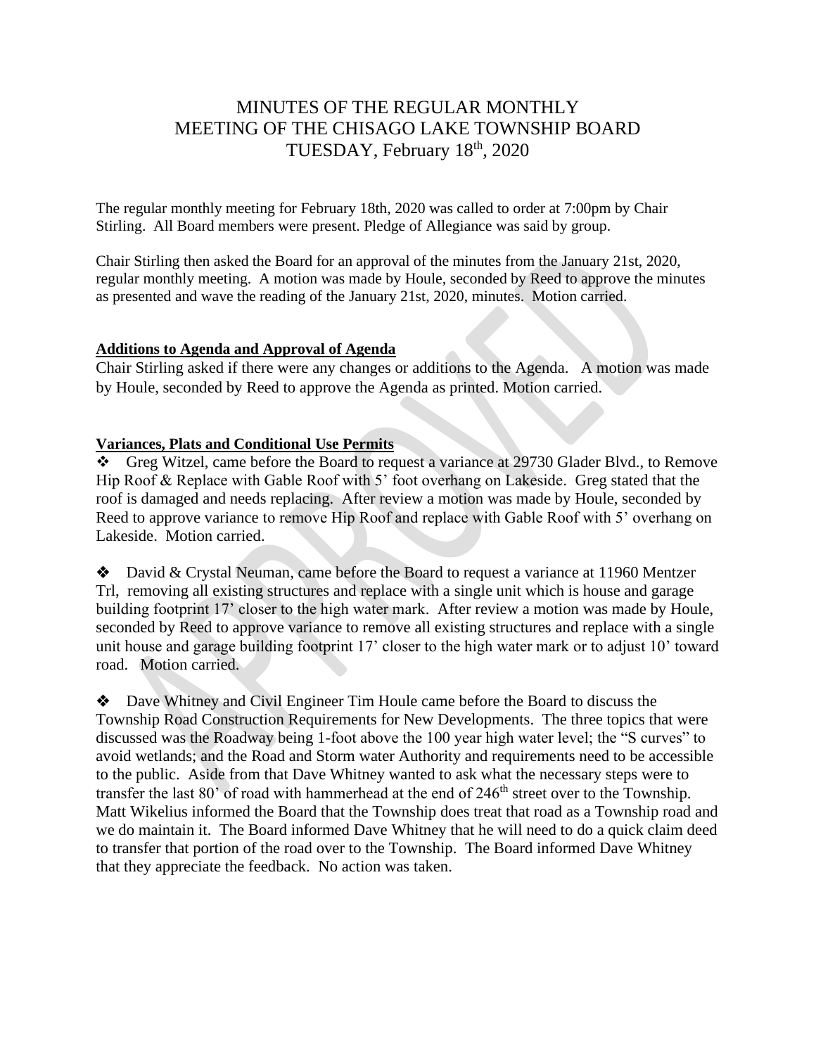# MINUTES OF THE REGULAR MONTHLY MEETING OF THE CHISAGO LAKE TOWNSHIP BOARD TUESDAY, February 18th, 2020

The regular monthly meeting for February 18th, 2020 was called to order at 7:00pm by Chair Stirling. All Board members were present. Pledge of Allegiance was said by group.

Chair Stirling then asked the Board for an approval of the minutes from the January 21st, 2020, regular monthly meeting. A motion was made by Houle, seconded by Reed to approve the minutes as presented and wave the reading of the January 21st, 2020, minutes. Motion carried.

**Additions to Agenda and Approval of Agenda**

Chair Stirling asked if there were any changes or additions to the Agenda. A motion was made by Houle, seconded by Reed to approve the Agenda as printed. Motion carried.

**Variances, Plats and Conditional Use Permits**

- Greg Witzel, came before the Board to request a variance at 29730 Glader Blvd., to Remove Hip Roof & Replace with Gable Roof with 5' foot overhang on Lakeside. Greg stated that the roof is damaged and needs replacing. After review a motion was made by Houle, seconded by Reed to approve variance to remove Hip Roof and replace with Gable Roof with 5' overhang on Lakeside. Motion carried.

- David & Crystal Neuman, came before the Board to request a variance at 11960 Mentzer Trl, removing all existing structures and replace with a single unit which is house and garage building footprint 17' closer to the high water mark. After review a motion was made by Houle, seconded by Reed to approve variance to remove all existing structures and replace with a single unit house and garage building footprint 17' closer to the high water mark or to adjust 10' toward road. Motion carried.

- Dave Whitney and Civil Engineer Tim Houle came before the Board to discuss the Township Road Construction Requirements for New Developments. The three topics that were discussed was the Roadway being 1-foot above the 100 year high water level; the "S curves" to avoid wetlands; and the Road and Storm water Authority and requirements need to be accessible to the public. Aside from that Dave Whitney wanted to ask what the necessary steps were to transfer the last 80' of road with hammerhead at the end of 246th street over to the Township. Matt Wikelius informed the Board that the Township does treat that road as a Township road and we do maintain it. The Board informed Dave Whitney that he will need to do a quick claim deed to transfer that portion of the road over to the Township. The Board informed Dave Whitney that they appreciate the feedback. No action was taken.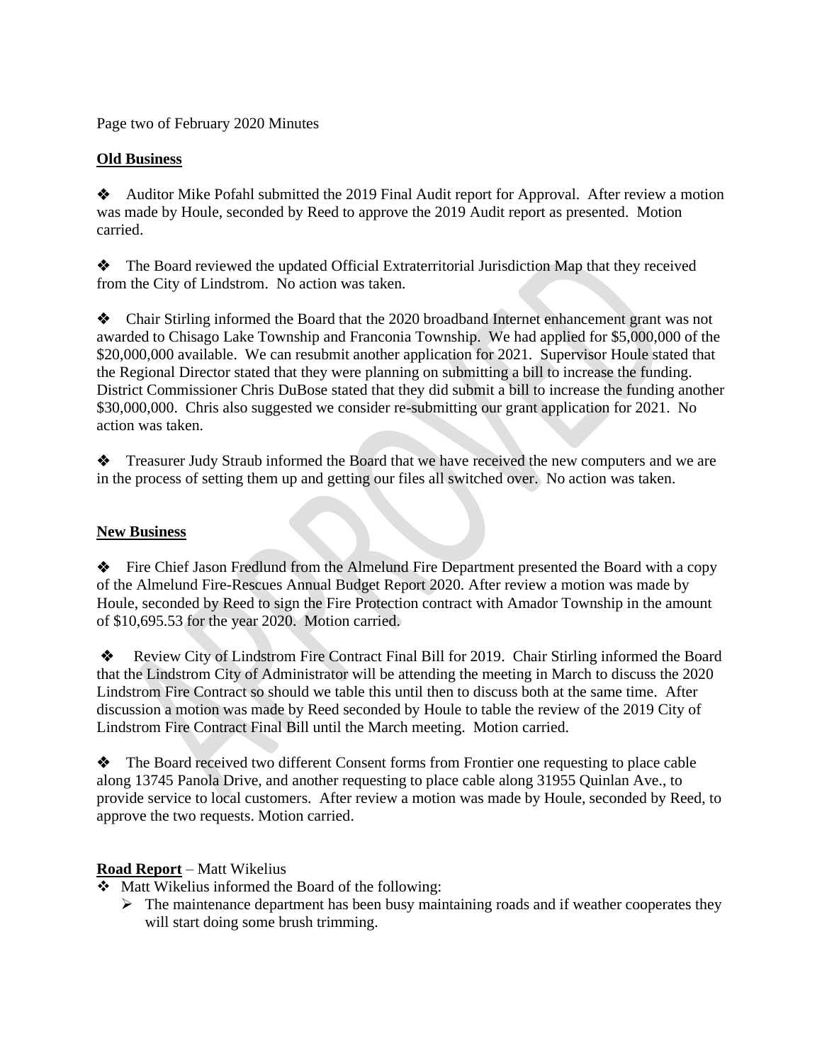Page two of February 2020 Minutes

**Old Business**

- Auditor Mike Pofahl submitted the 2019 Final Audit report for Approval. After review a motion was made by Houle, seconded by Reed to approve the 2019 Audit report as presented. Motion carried.

- The Board reviewed the updated Official Extraterritorial Jurisdiction Map that they received from the City of Lindstrom. No action was taken.

- Chair Stirling informed the Board that the 2020 broadband Internet enhancement grant was not awarded to Chisago Lake Township and Franconia Township. We had applied for $5,000,000 of the $20,000,000 available. We can resubmit another application for 2021. Supervisor Houle stated that the Regional Director stated that they were planning on submitting a bill to increase the funding. District Commissioner Chris DuBose stated that they did submit a bill to increase the funding another $30,000,000. Chris also suggested we consider re-submitting our grant application for 2021. No action was taken.

- Treasurer Judy Straub informed the Board that we have received the new computers and we are in the process of setting them up and getting our files all switched over. No action was taken.

**New Business**

- Fire Chief Jason Fredlund from the Almelund Fire Department presented the Board with a copy of the Almelund Fire-Rescues Annual Budget Report 2020. After review a motion was made by Houle, seconded by Reed to sign the Fire Protection contract with Amador Township in the amount of $10,695.53 for the year 2020. Motion carried.

- Review City of Lindstrom Fire Contract Final Bill for 2019. Chair Stirling informed the Board that the Lindstrom City of Administrator will be attending the meeting in March to discuss the 2020 Lindstrom Fire Contract so should we table this until then to discuss both at the same time. After discussion a motion was made by Reed seconded by Houle to table the review of the 2019 City of Lindstrom Fire Contract Final Bill until the March meeting. Motion carried.

- The Board received two different Consent forms from Frontier one requesting to place cable along 13745 Panola Drive, and another requesting to place cable along 31955 Quinlan Ave., to provide service to local customers. After review a motion was made by Houle, seconded by Reed, to approve the two requests. Motion carried.

**Road Report** – Matt Wikelius

- Matt Wikelius informed the Board of the following:
  - The maintenance department has been busy maintaining roads and if weather cooperates they will start doing some brush trimming.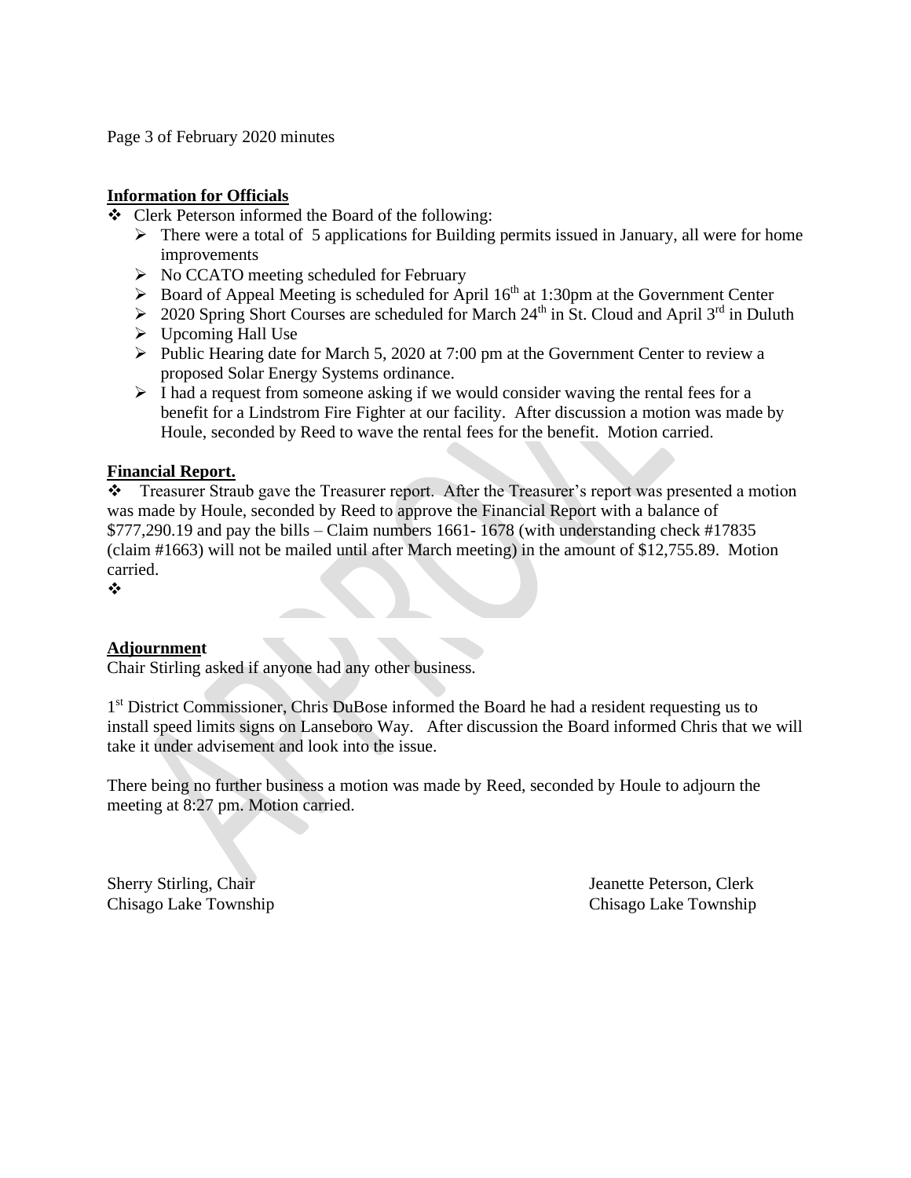Page 3 of February 2020 minutes

**Information for Officials**

- Clerk Peterson informed the Board of the following:
  - There were a total of 5 applications for Building permits issued in January, all were for home improvements
  - No CCATO meeting scheduled for February
  - Board of Appeal Meeting is scheduled for April 16th at 1:30pm at the Government Center
  - 2020 Spring Short Courses are scheduled for March 24th in St. Cloud and April 3rd in Duluth
  - Upcoming Hall Use
  - Public Hearing date for March 5, 2020 at 7:00 pm at the Government Center to review a proposed Solar Energy Systems ordinance.
  - I had a request from someone asking if we would consider waving the rental fees for a benefit for a Lindstrom Fire Fighter at our facility. After discussion a motion was made by Houle, seconded by Reed to wave the rental fees for the benefit. Motion carried.

**Financial Report.**

- Treasurer Straub gave the Treasurer report. After the Treasurer's report was presented a motion was made by Houle, seconded by Reed to approve the Financial Report with a balance of $777,290.19 and pay the bills – Claim numbers 1661- 1678 (with understanding check #17835 (claim #1663) will not be mailed until after March meeting) in the amount of $12,755.89. Motion carried.
- 

**Adjournment**

Chair Stirling asked if anyone had any other business.

1st District Commissioner, Chris DuBose informed the Board he had a resident requesting us to install speed limits signs on Lanseboro Way. After discussion the Board informed Chris that we will take it under advisement and look into the issue.

There being no further business a motion was made by Reed, seconded by Houle to adjourn the meeting at 8:27 pm. Motion carried.

Sherry Stirling, Chair
Chisago Lake Township

Jeanette Peterson, Clerk
Chisago Lake Township